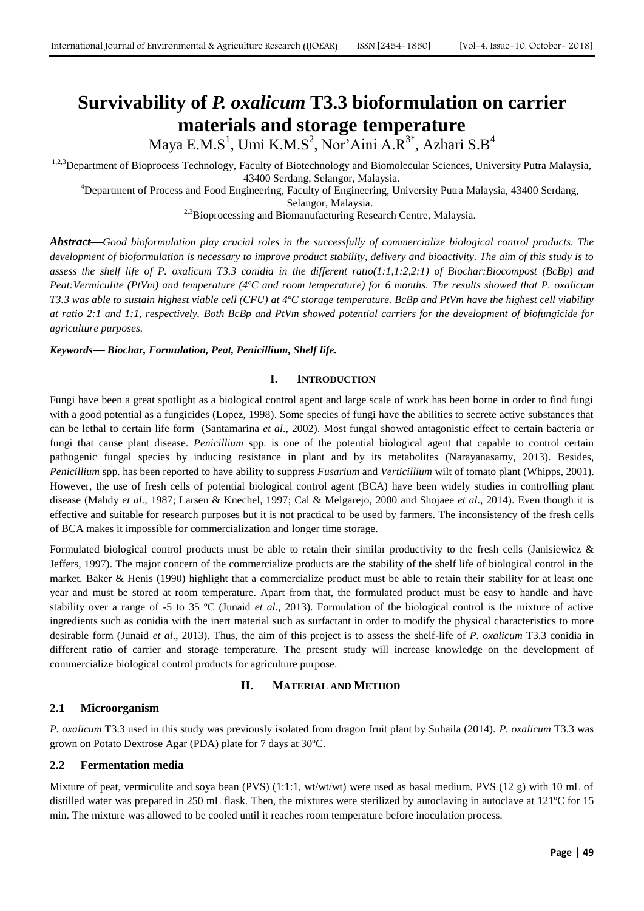# Survivability of *P. oxalicum* T3.3 bioformulation on carrier materials and storage temperature

Maya E.M.S[1], Umi K.M.S[2], Nor'Aini A.R[3*], Azhari S.B[4]

[1,2,3]Department of Bioprocess Technology, Faculty of Biotechnology and Biomolecular Sciences, University Putra Malaysia, 43400 Serdang, Selangor, Malaysia.

[4]Department of Process and Food Engineering, Faculty of Engineering, University Putra Malaysia, 43400 Serdang, Selangor, Malaysia.

[2,3]Bioprocessing and Biomanufacturing Research Centre, Malaysia.

***Abstract*—*Good bioformulation play crucial roles in the successfully of commercialize biological control products. The development of bioformulation is necessary to improve product stability, delivery and bioactivity. The aim of this study is to assess the shelf life of P. oxalicum T3.3 conidia in the different ratio(1:1,1:2,2:1) of Biochar:Biocompost (BcBp) and Peat:Vermiculite (PtVm) and temperature (4ºC and room temperature) for 6 months. The results showed that P. oxalicum T3.3 was able to sustain highest viable cell (CFU) at 4ºC storage temperature. BcBp and PtVm have the highest cell viability at ratio 2:1 and 1:1, respectively. Both BcBp and PtVm showed potential carriers for the development of biofungicide for agriculture purposes.***

***Keywords*— *Biochar, Formulation, Peat, Penicillium, Shelf life.***

## I. INTRODUCTION

Fungi have been a great spotlight as a biological control agent and large scale of work has been borne in order to find fungi with a good potential as a fungicides (Lopez, 1998). Some species of fungi have the abilities to secrete active substances that can be lethal to certain life form (Santamarina *et al*., 2002). Most fungal showed antagonistic effect to certain bacteria or fungi that cause plant disease. *Penicillium* spp. is one of the potential biological agent that capable to control certain pathogenic fungal species by inducing resistance in plant and by its metabolites (Narayanasamy, 2013). Besides, *Penicillium* spp. has been reported to have ability to suppress *Fusarium* and *Verticillium* wilt of tomato plant (Whipps, 2001). However, the use of fresh cells of potential biological control agent (BCA) have been widely studies in controlling plant disease (Mahdy *et al*., 1987; Larsen & Knechel, 1997; Cal & Melgarejo, 2000 and Shojaee *et al*., 2014). Even though it is effective and suitable for research purposes but it is not practical to be used by farmers. The inconsistency of the fresh cells of BCA makes it impossible for commercialization and longer time storage.

Formulated biological control products must be able to retain their similar productivity to the fresh cells (Janisiewicz & Jeffers, 1997). The major concern of the commercialize products are the stability of the shelf life of biological control in the market. Baker & Henis (1990) highlight that a commercialize product must be able to retain their stability for at least one year and must be stored at room temperature. Apart from that, the formulated product must be easy to handle and have stability over a range of -5 to 35 ºC (Junaid *et al*., 2013). Formulation of the biological control is the mixture of active ingredients such as conidia with the inert material such as surfactant in order to modify the physical characteristics to more desirable form (Junaid *et al*., 2013). Thus, the aim of this project is to assess the shelf-life of *P. oxalicum* T3.3 conidia in different ratio of carrier and storage temperature. The present study will increase knowledge on the development of commercialize biological control products for agriculture purpose.

## II. MATERIAL AND METHOD

### 2.1 Microorganism

*P. oxalicum* T3.3 used in this study was previously isolated from dragon fruit plant by Suhaila (2014). *P. oxalicum* T3.3 was grown on Potato Dextrose Agar (PDA) plate for 7 days at 30ºC.

### 2.2 Fermentation media

Mixture of peat, vermiculite and soya bean (PVS) (1:1:1, wt/wt/wt) were used as basal medium. PVS (12 g) with 10 mL of distilled water was prepared in 250 mL flask. Then, the mixtures were sterilized by autoclaving in autoclave at 121ºC for 15 min. The mixture was allowed to be cooled until it reaches room temperature before inoculation process.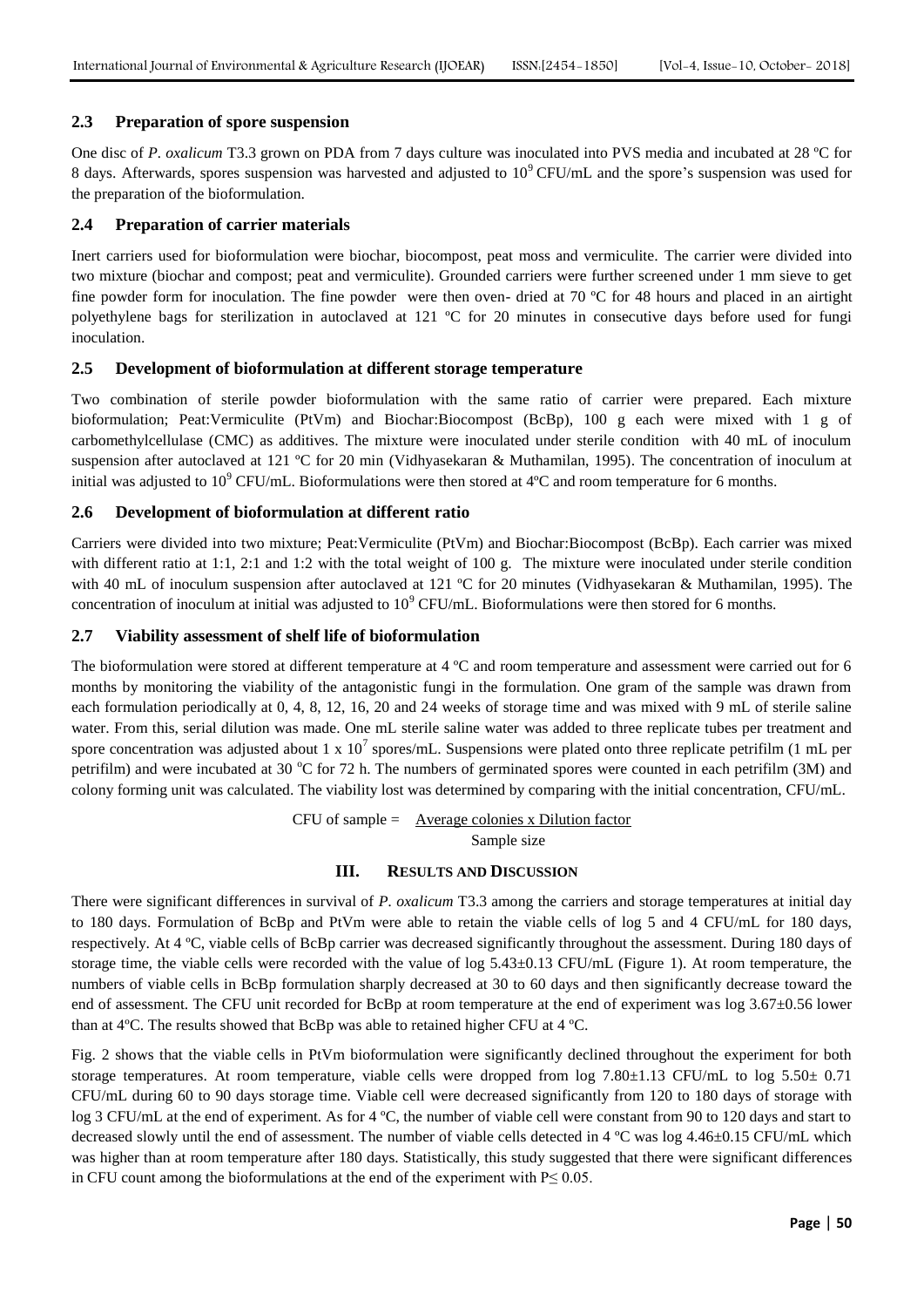### 2.3 Preparation of spore suspension

One disc of *P. oxalicum* T3.3 grown on PDA from 7 days culture was inoculated into PVS media and incubated at 28 ºC for 8 days. Afterwards, spores suspension was harvested and adjusted to $10^9$ CFU/mL and the spore's suspension was used for the preparation of the bioformulation.

### 2.4 Preparation of carrier materials

Inert carriers used for bioformulation were biochar, biocompost, peat moss and vermiculite. The carrier were divided into two mixture (biochar and compost; peat and vermiculite). Grounded carriers were further screened under 1 mm sieve to get fine powder form for inoculation. The fine powder were then oven- dried at 70 ºC for 48 hours and placed in an airtight polyethylene bags for sterilization in autoclaved at 121 ºC for 20 minutes in consecutive days before used for fungi inoculation.

### 2.5 Development of bioformulation at different storage temperature

Two combination of sterile powder bioformulation with the same ratio of carrier were prepared. Each mixture bioformulation; Peat:Vermiculite (PtVm) and Biochar:Biocompost (BcBp), 100 g each were mixed with 1 g of carbomethylcellulase (CMC) as additives. The mixture were inoculated under sterile condition with 40 mL of inoculum suspension after autoclaved at 121 ºC for 20 min (Vidhyasekaran & Muthamilan, 1995). The concentration of inoculum at initial was adjusted to $10^9$ CFU/mL. Bioformulations were then stored at 4ºC and room temperature for 6 months.

### 2.6 Development of bioformulation at different ratio

Carriers were divided into two mixture; Peat:Vermiculite (PtVm) and Biochar:Biocompost (BcBp). Each carrier was mixed with different ratio at 1:1, 2:1 and 1:2 with the total weight of 100 g. The mixture were inoculated under sterile condition with 40 mL of inoculum suspension after autoclaved at 121 ºC for 20 minutes (Vidhyasekaran & Muthamilan, 1995). The concentration of inoculum at initial was adjusted to $10^9$ CFU/mL. Bioformulations were then stored for 6 months.

### 2.7 Viability assessment of shelf life of bioformulation

The bioformulation were stored at different temperature at 4 ºC and room temperature and assessment were carried out for 6 months by monitoring the viability of the antagonistic fungi in the formulation. One gram of the sample was drawn from each formulation periodically at 0, 4, 8, 12, 16, 20 and 24 weeks of storage time and was mixed with 9 mL of sterile saline water. From this, serial dilution was made. One mL sterile saline water was added to three replicate tubes per treatment and spore concentration was adjusted about $1 \times 10^7$ spores/mL. Suspensions were plated onto three replicate petrifilm (1 mL per petrifilm) and were incubated at 30 ºC for 72 h. The numbers of germinated spores were counted in each petrifilm (3M) and colony forming unit was calculated. The viability lost was determined by comparing with the initial concentration, CFU/mL.

$$\text{CFU of sample} = \frac{\text{Average colonies x Dilution factor}}{\text{Sample size}}$$

## III. RESULTS AND DISCUSSION

There were significant differences in survival of *P. oxalicum* T3.3 among the carriers and storage temperatures at initial day to 180 days. Formulation of BcBp and PtVm were able to retain the viable cells of log 5 and 4 CFU/mL for 180 days, respectively. At 4 ºC, viable cells of BcBp carrier was decreased significantly throughout the assessment. During 180 days of storage time, the viable cells were recorded with the value of log 5.43±0.13 CFU/mL (Figure 1). At room temperature, the numbers of viable cells in BcBp formulation sharply decreased at 30 to 60 days and then significantly decrease toward the end of assessment. The CFU unit recorded for BcBp at room temperature at the end of experiment was log 3.67±0.56 lower than at 4ºC. The results showed that BcBp was able to retained higher CFU at 4 ºC.

Fig. 2 shows that the viable cells in PtVm bioformulation were significantly declined throughout the experiment for both storage temperatures. At room temperature, viable cells were dropped from log 7.80±1.13 CFU/mL to log 5.50± 0.71 CFU/mL during 60 to 90 days storage time. Viable cell were decreased significantly from 120 to 180 days of storage with log 3 CFU/mL at the end of experiment. As for 4 ºC, the number of viable cell were constant from 90 to 120 days and start to decreased slowly until the end of assessment. The number of viable cells detected in 4 ºC was log 4.46±0.15 CFU/mL which was higher than at room temperature after 180 days. Statistically, this study suggested that there were significant differences in CFU count among the bioformulations at the end of the experiment with $P \leq 0.05$.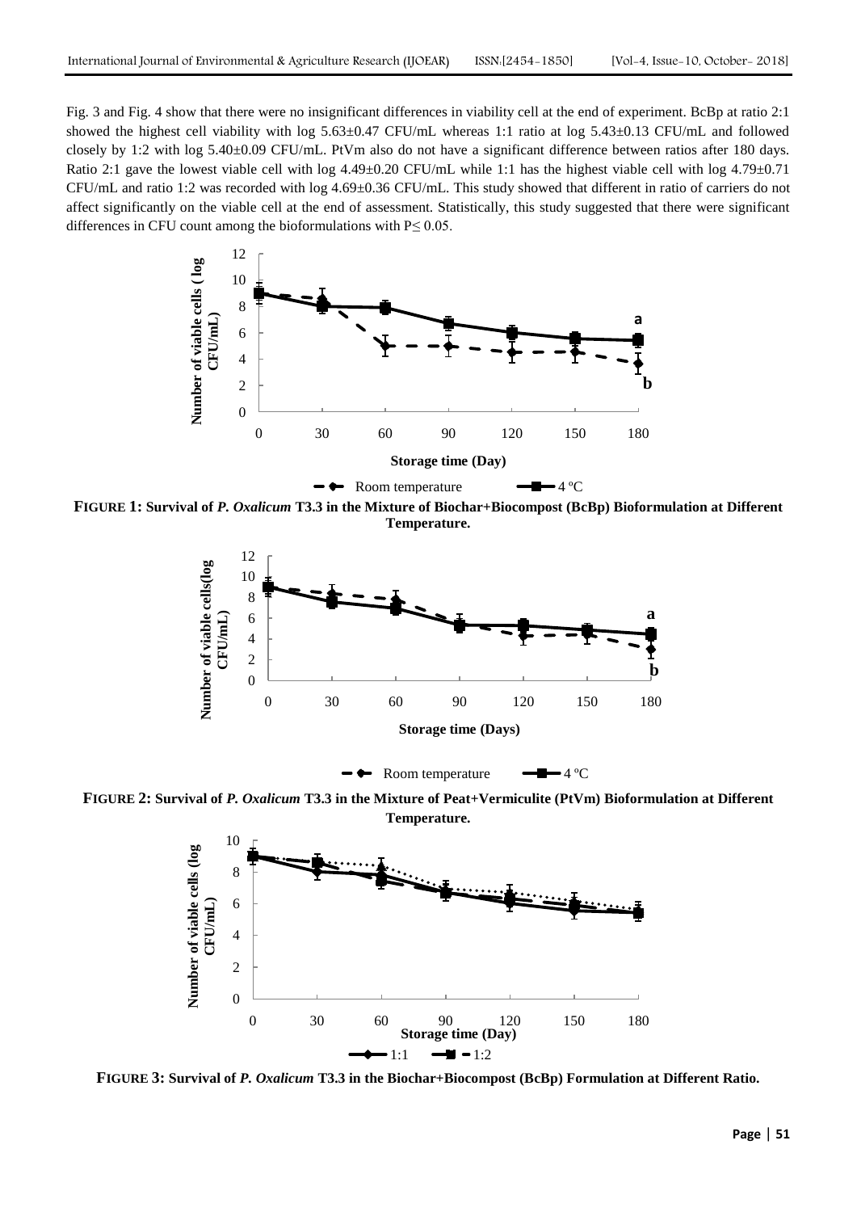Fig. 3 and Fig. 4 show that there were no insignificant differences in viability cell at the end of experiment. BcBp at ratio 2:1 showed the highest cell viability with log 5.63±0.47 CFU/mL whereas 1:1 ratio at log 5.43±0.13 CFU/mL and followed closely by 1:2 with log 5.40±0.09 CFU/mL. PtVm also do not have a significant difference between ratios after 180 days. Ratio 2:1 gave the lowest viable cell with log 4.49±0.20 CFU/mL while 1:1 has the highest viable cell with log 4.79±0.71 CFU/mL and ratio 1:2 was recorded with log 4.69±0.36 CFU/mL. This study showed that different in ratio of carriers do not affect significantly on the viable cell at the end of assessment. Statistically, this study suggested that there were significant differences in CFU count among the bioformulations with $P \leq 0.05$.

**FIGURE 1: Survival of *P. Oxalicum* T3.3 in the Mixture of Biochar+Biocompost (BcBp) Bioformulation at Different Temperature.**

**FIGURE 2: Survival of *P. Oxalicum* T3.3 in the Mixture of Peat+Vermiculite (PtVm) Bioformulation at Different Temperature.**

**FIGURE 3: Survival of *P. Oxalicum* T3.3 in the Biochar+Biocompost (BcBp) Formulation at Different Ratio.**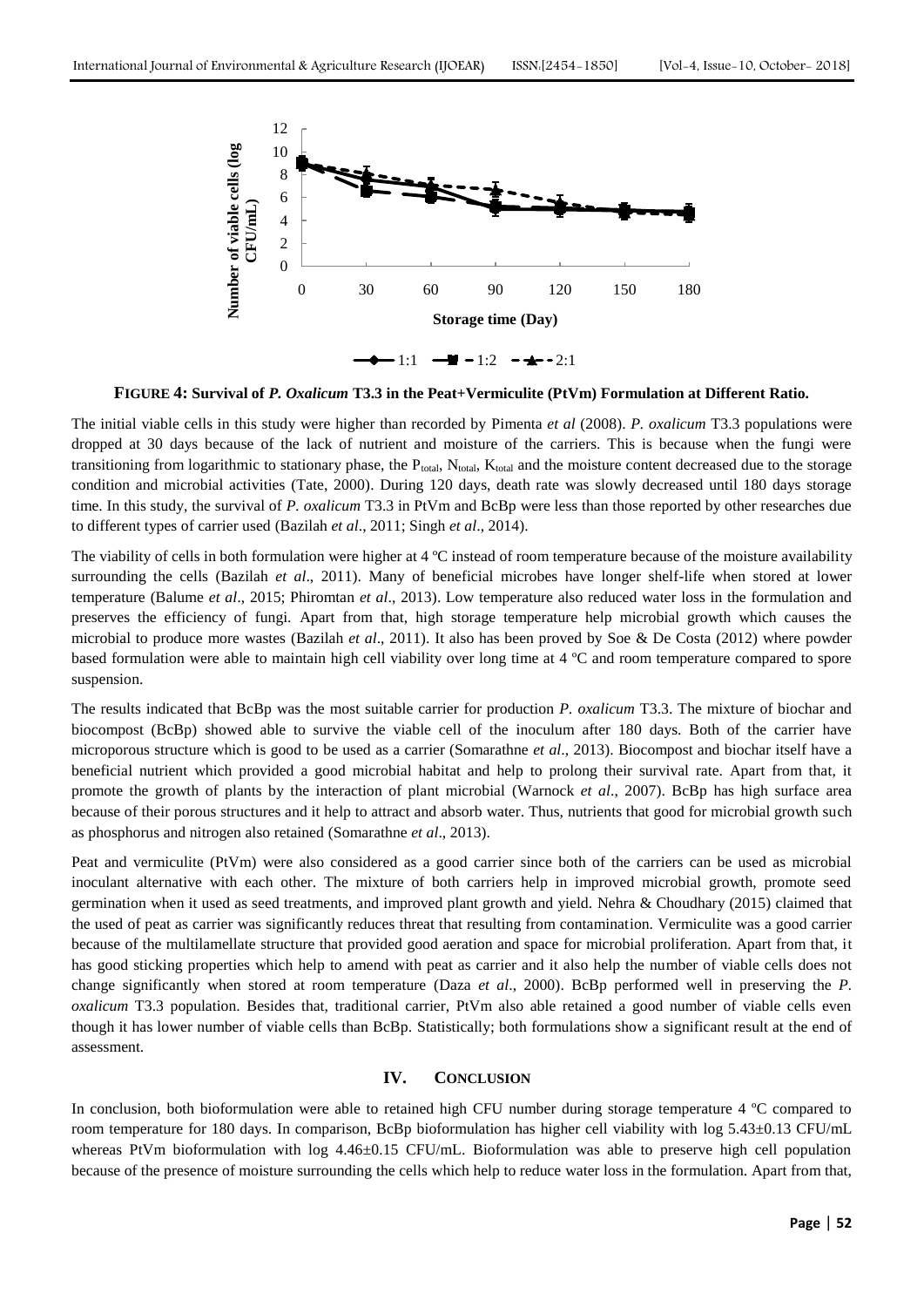**FIGURE 4: Survival of *P. Oxalicum* T3.3 in the Peat+Vermiculite (PtVm) Formulation at Different Ratio.**

The initial viable cells in this study were higher than recorded by Pimenta *et al* (2008). *P. oxalicum* T3.3 populations were dropped at 30 days because of the lack of nutrient and moisture of the carriers. This is because when the fungi were transitioning from logarithmic to stationary phase, the $P_{total}$, $N_{total}$, $K_{total}$ and the moisture content decreased due to the storage condition and microbial activities (Tate, 2000). During 120 days, death rate was slowly decreased until 180 days storage time. In this study, the survival of *P. oxalicum* T3.3 in PtVm and BcBp were less than those reported by other researches due to different types of carrier used (Bazilah *et al*., 2011; Singh *et al*., 2014).

The viability of cells in both formulation were higher at 4 ºC instead of room temperature because of the moisture availability surrounding the cells (Bazilah *et al*., 2011). Many of beneficial microbes have longer shelf-life when stored at lower temperature (Balume *et al*., 2015; Phiromtan *et al*., 2013). Low temperature also reduced water loss in the formulation and preserves the efficiency of fungi. Apart from that, high storage temperature help microbial growth which causes the microbial to produce more wastes (Bazilah *et al*., 2011). It also has been proved by Soe & De Costa (2012) where powder based formulation were able to maintain high cell viability over long time at 4 ºC and room temperature compared to spore suspension.

The results indicated that BcBp was the most suitable carrier for production *P. oxalicum* T3.3. The mixture of biochar and biocompost (BcBp) showed able to survive the viable cell of the inoculum after 180 days. Both of the carrier have microporous structure which is good to be used as a carrier (Somarathne *et al*., 2013). Biocompost and biochar itself have a beneficial nutrient which provided a good microbial habitat and help to prolong their survival rate. Apart from that, it promote the growth of plants by the interaction of plant microbial (Warnock *et al*., 2007). BcBp has high surface area because of their porous structures and it help to attract and absorb water. Thus, nutrients that good for microbial growth such as phosphorus and nitrogen also retained (Somarathne *et al*., 2013).

Peat and vermiculite (PtVm) were also considered as a good carrier since both of the carriers can be used as microbial inoculant alternative with each other. The mixture of both carriers help in improved microbial growth, promote seed germination when it used as seed treatments, and improved plant growth and yield. Nehra & Choudhary (2015) claimed that the used of peat as carrier was significantly reduces threat that resulting from contamination. Vermiculite was a good carrier because of the multilamellate structure that provided good aeration and space for microbial proliferation. Apart from that, it has good sticking properties which help to amend with peat as carrier and it also help the number of viable cells does not change significantly when stored at room temperature (Daza *et al*., 2000). BcBp performed well in preserving the *P. oxalicum* T3.3 population. Besides that, traditional carrier, PtVm also able retained a good number of viable cells even though it has lower number of viable cells than BcBp. Statistically; both formulations show a significant result at the end of assessment.

## IV. CONCLUSION

In conclusion, both bioformulation were able to retained high CFU number during storage temperature 4 ºC compared to room temperature for 180 days. In comparison, BcBp bioformulation has higher cell viability with log 5.43±0.13 CFU/mL whereas PtVm bioformulation with log 4.46±0.15 CFU/mL. Bioformulation was able to preserve high cell population because of the presence of moisture surrounding the cells which help to reduce water loss in the formulation. Apart from that,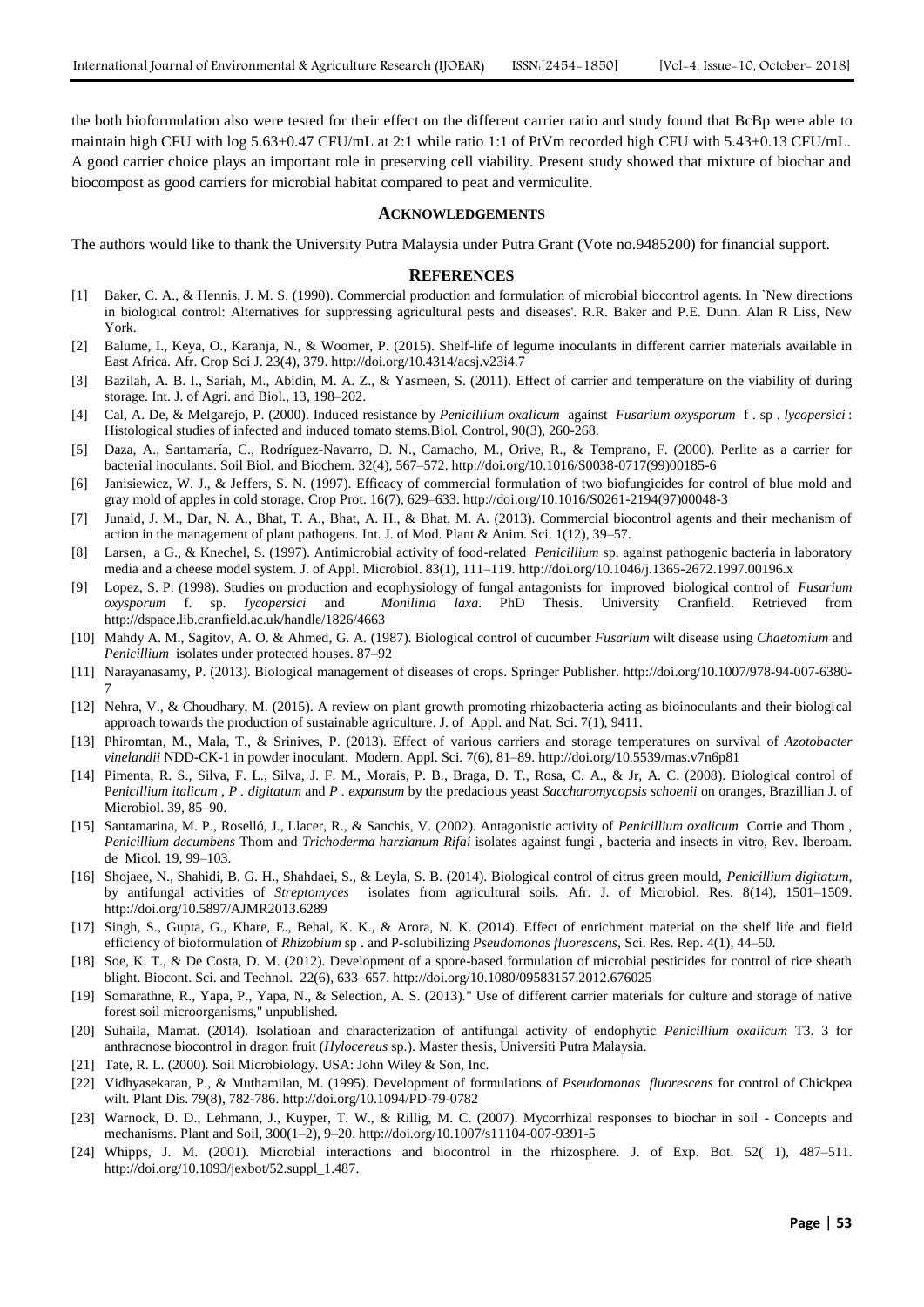the both bioformulation also were tested for their effect on the different carrier ratio and study found that BcBp were able to maintain high CFU with log 5.63±0.47 CFU/mL at 2:1 while ratio 1:1 of PtVm recorded high CFU with 5.43±0.13 CFU/mL. A good carrier choice plays an important role in preserving cell viability. Present study showed that mixture of biochar and biocompost as good carriers for microbial habitat compared to peat and vermiculite.

## ACKNOWLEDGEMENTS

The authors would like to thank the University Putra Malaysia under Putra Grant (Vote no.9485200) for financial support.

## REFERENCES

[1] Baker, C. A., & Hennis, J. M. S. (1990). Commercial production and formulation of microbial biocontrol agents. In `New directions in biological control: Alternatives for suppressing agricultural pests and diseases'. R.R. Baker and P.E. Dunn. Alan R Liss, New York.

[2] Balume, I., Keya, O., Karanja, N., & Woomer, P. (2015). Shelf-life of legume inoculants in different carrier materials available in East Africa. Afr. Crop Sci J. 23(4), 379. http://doi.org/10.4314/acsj.v23i4.7

[3] Bazilah, A. B. I., Sariah, M., Abidin, M. A. Z., & Yasmeen, S. (2011). Effect of carrier and temperature on the viability of during storage. Int. J. of Agri. and Biol., 13, 198–202.

[4] Cal, A. De, & Melgarejo, P. (2000). Induced resistance by *Penicillium oxalicum* against *Fusarium oxysporum* f . sp . *lycopersici* : Histological studies of infected and induced tomato stems.Biol. Control, 90(3), 260-268.

[5] Daza, A., Santamaría, C., Rodríguez-Navarro, D. N., Camacho, M., Orive, R., & Temprano, F. (2000). Perlite as a carrier for bacterial inoculants. Soil Biol. and Biochem. 32(4), 567–572. http://doi.org/10.1016/S0038-0717(99)00185-6

[6] Janisiewicz, W. J., & Jeffers, S. N. (1997). Efficacy of commercial formulation of two biofungicides for control of blue mold and gray mold of apples in cold storage. Crop Prot. 16(7), 629–633. http://doi.org/10.1016/S0261-2194(97)00048-3

[7] Junaid, J. M., Dar, N. A., Bhat, T. A., Bhat, A. H., & Bhat, M. A. (2013). Commercial biocontrol agents and their mechanism of action in the management of plant pathogens. Int. J. of Mod. Plant & Anim. Sci. 1(12), 39–57.

[8] Larsen, a G., & Knechel, S. (1997). Antimicrobial activity of food-related *Penicillium* sp. against pathogenic bacteria in laboratory media and a cheese model system. J. of Appl. Microbiol. 83(1), 111–119. http://doi.org/10.1046/j.1365-2672.1997.00196.x

[9] Lopez, S. P. (1998). Studies on production and ecophysiology of fungal antagonists for improved biological control of *Fusarium oxysporum* f. sp. *lycopersici* and *Monilinia laxa*. PhD Thesis. University Cranfield. Retrieved from http://dspace.lib.cranfield.ac.uk/handle/1826/4663

[10] Mahdy A. M., Sagitov, A. O. & Ahmed, G. A. (1987). Biological control of cucumber *Fusarium* wilt disease using *Chaetomium* and *Penicillium* isolates under protected houses. 87–92

[11] Narayanasamy, P. (2013). Biological management of diseases of crops. Springer Publisher. http://doi.org/10.1007/978-94-007-6380-7

[12] Nehra, V., & Choudhary, M. (2015). A review on plant growth promoting rhizobacteria acting as bioinoculants and their biological approach towards the production of sustainable agriculture. J. of Appl. and Nat. Sci. 7(1), 9411.

[13] Phiromtan, M., Mala, T., & Srinives, P. (2013). Effect of various carriers and storage temperatures on survival of *Azotobacter vinelandii* NDD-CK-1 in powder inoculant. Modern. Appl. Sci. 7(6), 81–89. http://doi.org/10.5539/mas.v7n6p81

[14] Pimenta, R. S., Silva, F. L., Silva, J. F. M., Morais, P. B., Braga, D. T., Rosa, C. A., & Jr, A. C. (2008). Biological control of P*enicillium italicum* , *P* . *digitatum* and *P* . *expansum* by the predacious yeast *Saccharomycopsis schoenii* on oranges, Brazillian J. of Microbiol. 39, 85–90.

[15] Santamarina, M. P., Roselló, J., Llacer, R., & Sanchis, V. (2002). Antagonistic activity of *Penicillium oxalicum* Corrie and Thom , *Penicillium decumbens* Thom and *Trichoderma harzianum Rifai* isolates against fungi , bacteria and insects in vitro, Rev. Iberoam. de Micol. 19, 99–103.

[16] Shojaee, N., Shahidi, B. G. H., Shahdaei, S., & Leyla, S. B. (2014). Biological control of citrus green mould, *Penicillium digitatum*, by antifungal activities of *Streptomyces* isolates from agricultural soils. Afr. J. of Microbiol. Res. 8(14), 1501–1509. http://doi.org/10.5897/AJMR2013.6289

[17] Singh, S., Gupta, G., Khare, E., Behal, K. K., & Arora, N. K. (2014). Effect of enrichment material on the shelf life and field efficiency of bioformulation of *Rhizobium* sp . and P-solubilizing *Pseudomonas fluorescens*, Sci. Res. Rep. 4(1), 44–50.

[18] Soe, K. T., & De Costa, D. M. (2012). Development of a spore-based formulation of microbial pesticides for control of rice sheath blight. Biocont. Sci. and Technol. 22(6), 633–657. http://doi.org/10.1080/09583157.2012.676025

[19] Somarathne, R., Yapa, P., Yapa, N., & Selection, A. S. (2013)." Use of different carrier materials for culture and storage of native forest soil microorganisms," unpublished.

[20] Suhaila, Mamat. (2014). Isolatioan and characterization of antifungal activity of endophytic *Penicillium oxalicum* T3. 3 for anthracnose biocontrol in dragon fruit (*Hylocereus* sp.). Master thesis, Universiti Putra Malaysia.

[21] Tate, R. L. (2000). Soil Microbiology. USA: John Wiley & Son, Inc.

[22] Vidhyasekaran, P., & Muthamilan, M. (1995). Development of formulations of *Pseudomonas fluorescens* for control of Chickpea wilt. Plant Dis. 79(8), 782-786. http://doi.org/10.1094/PD-79-0782

[23] Warnock, D. D., Lehmann, J., Kuyper, T. W., & Rillig, M. C. (2007). Mycorrhizal responses to biochar in soil - Concepts and mechanisms. Plant and Soil, 300(1–2), 9–20. http://doi.org/10.1007/s11104-007-9391-5

[24] Whipps, J. M. (2001). Microbial interactions and biocontrol in the rhizosphere. J. of Exp. Bot. 52( 1), 487–511. http://doi.org/10.1093/jexbot/52.suppl_1.487.